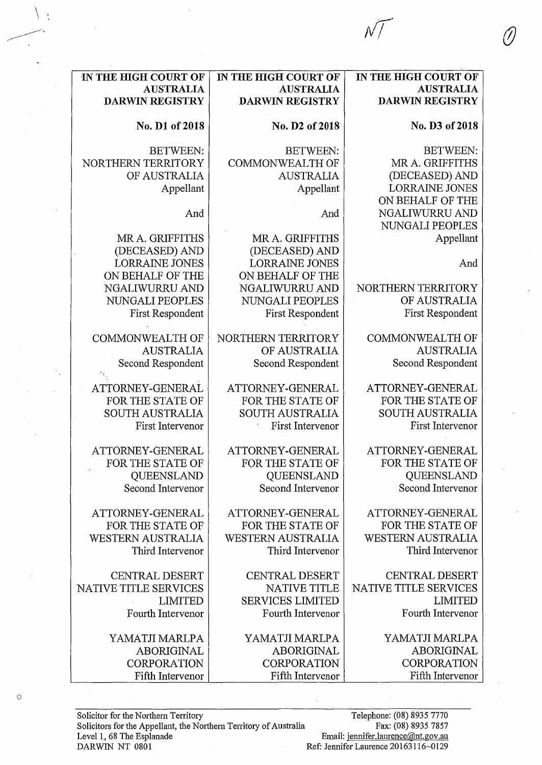| IN THE HIGH COURT OF AUSTRALIA DARWIN REGISTRY | IN THE HIGH COURT OF AUSTRALIA DARWIN REGISTRY | IN THE HIGH COURT OF AUSTRALIA DARWIN REGISTRY |
|---|---|---|
| **No. D1 of 2018** | **No. D2 of 2018** | **No. D3 of 2018** |
| BETWEEN: NORTHERN TERRITORY OF AUSTRALIA Appellant | BETWEEN: COMMONWEALTH OF AUSTRALIA Appellant | BETWEEN: MR A. GRIFFITHS (DECEASED) AND LORRAINE JONES ON BEHALF OF THE NGALIWURRU AND NUNGALI PEOPLES Appellant |
| And | And | And |
| MR A. GRIFFITHS (DECEASED) AND LORRAINE JONES ON BEHALF OF THE NGALIWURRU AND NUNGALI PEOPLES First Respondent | MR A. GRIFFITHS (DECEASED) AND LORRAINE JONES ON BEHALF OF THE NGALIWURRU AND NUNGALI PEOPLES First Respondent | NORTHERN TERRITORY OF AUSTRALIA First Respondent |
| COMMONWEALTH OF AUSTRALIA Second Respondent | NORTHERN TERRITORY OF AUSTRALIA Second Respondent | COMMONWEALTH OF AUSTRALIA Second Respondent |
| ATTORNEY-GENERAL FOR THE STATE OF SOUTH AUSTRALIA First Intervenor | ATTORNEY-GENERAL FOR THE STATE OF SOUTH AUSTRALIA First Intervenor | ATTORNEY-GENERAL FOR THE STATE OF SOUTH AUSTRALIA First Intervenor |
| ATTORNEY-GENERAL FOR THE STATE OF QUEENSLAND Second Intervenor | ATTORNEY-GENERAL FOR THE STATE OF QUEENSLAND Second Intervenor | ATTORNEY-GENERAL FOR THE STATE OF QUEENSLAND Second Intervenor |
| ATTORNEY-GENERAL FOR THE STATE OF WESTERN AUSTRALIA Third Intervenor | ATTORNEY-GENERAL FOR THE STATE OF WESTERN AUSTRALIA Third Intervenor | ATTORNEY-GENERAL FOR THE STATE OF WESTERN AUSTRALIA Third Intervenor |
| CENTRAL DESERT NATIVE TITLE SERVICES LIMITED Fourth Intervenor | CENTRAL DESERT NATIVE TITLE SERVICES LIMITED Fourth Intervenor | CENTRAL DESERT NATIVE TITLE SERVICES LIMITED Fourth Intervenor |
| YAMATJI MARLPA ABORIGINAL CORPORATION Fifth Intervenor | YAMATJI MARLPA ABORIGINAL CORPORATION Fifth Intervenor | YAMATJI MARLPA ABORIGINAL CORPORATION Fifth Intervenor |

Solicitor for the Northern Territory
Solicitors for the Appellant, the Northern Territory of Australia
Level 1, 68 The Esplanade
DARWIN NT 0801

Telephone: (08) 8935 7770
Fax: (08) 8935 7857
Email: jennifer.laurence@nt.gov.au
Ref: Jennifer Laurence 20163116~0129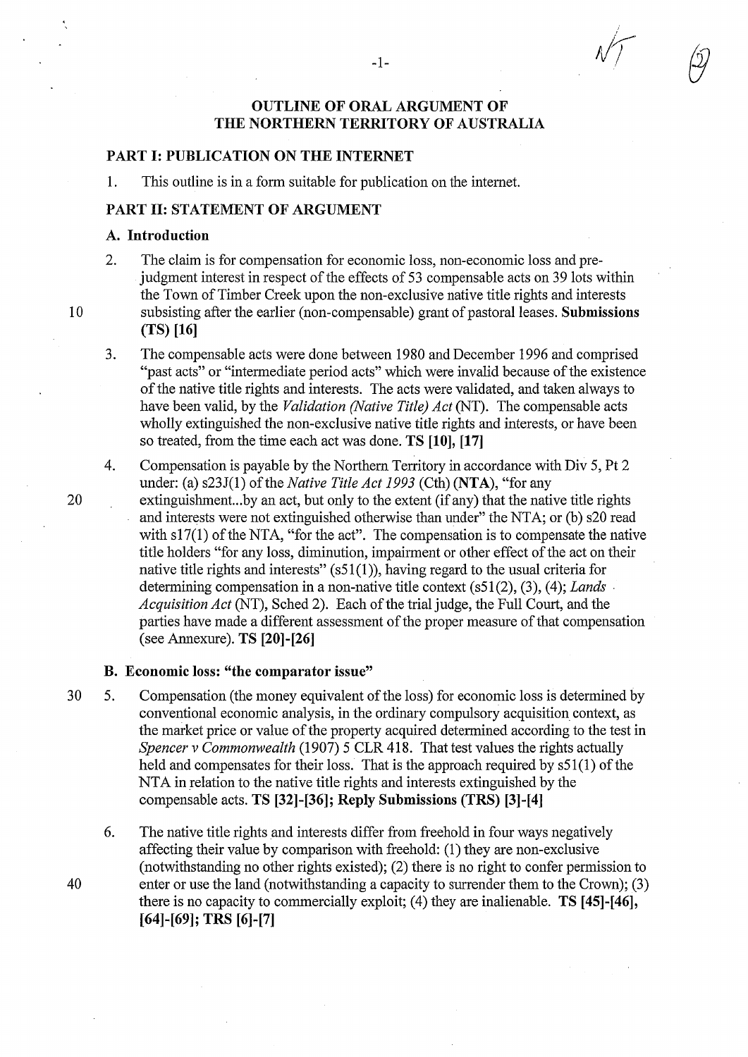## OUTLINE OF ORAL ARGUMENT OF THE NORTHERN TERRITORY OF AUSTRALIA

### PART I: PUBLICATION ON THE INTERNET

1. This outline is in a form suitable for publication on the internet.

### PART II: STATEMENT OF ARGUMENT

#### A. Introduction

2. The claim is for compensation for economic loss, non-economic loss and pre-judgment interest in respect of the effects of 53 compensable acts on 39 lots within the Town of Timber Creek upon the non-exclusive native title rights and interests subsisting after the earlier (non-compensable) grant of pastoral leases. **Submissions (TS) [16]**

3. The compensable acts were done between 1980 and December 1996 and comprised "past acts" or "intermediate period acts" which were invalid because of the existence of the native title rights and interests. The acts were validated, and taken always to have been valid, by the *Validation (Native Title) Act* (NT). The compensable acts wholly extinguished the non-exclusive native title rights and interests, or have been so treated, from the time each act was done. **TS [10], [17]**

4. Compensation is payable by the Northern Territory in accordance with Div 5, Pt 2 under: (a) s23J(1) of the *Native Title Act 1993* (Cth) **(NTA)**, "for any extinguishment...by an act, but only to the extent (if any) that the native title rights and interests were not extinguished otherwise than under" the NTA; or (b) s20 read with s17(1) of the NTA, "for the act". The compensation is to compensate the native title holders "for any loss, diminution, impairment or other effect of the act on their native title rights and interests" (s51(1)), having regard to the usual criteria for determining compensation in a non-native title context (s51(2), (3), (4); *Lands Acquisition Act* (NT), Sched 2). Each of the trial judge, the Full Court, and the parties have made a different assessment of the proper measure of that compensation (see Annexure). **TS [20]-[26]**

#### B. Economic loss: "the comparator issue"

5. Compensation (the money equivalent of the loss) for economic loss is determined by conventional economic analysis, in the ordinary compulsory acquisition context, as the market price or value of the property acquired determined according to the test in *Spencer v Commonwealth* (1907) 5 CLR 418. That test values the rights actually held and compensates for their loss. That is the approach required by s51(1) of the NTA in relation to the native title rights and interests extinguished by the compensable acts. **TS [32]-[36]; Reply Submissions (TRS) [3]-[4]**

6. The native title rights and interests differ from freehold in four ways negatively affecting their value by comparison with freehold: (1) they are non-exclusive (notwithstanding no other rights existed); (2) there is no right to confer permission to enter or use the land (notwithstanding a capacity to surrender them to the Crown); (3) there is no capacity to commercially exploit; (4) they are inalienable. **TS [45]-[46], [64]-[69]; TRS [6]-[7]**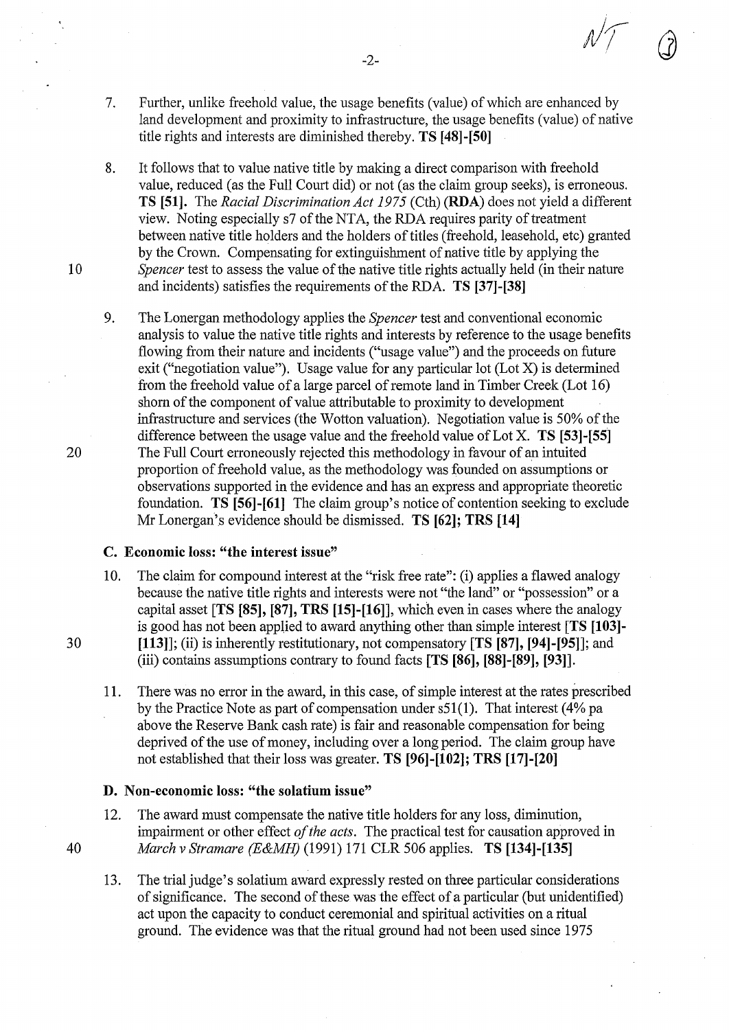7. Further, unlike freehold value, the usage benefits (value) of which are enhanced by land development and proximity to infrastructure, the usage benefits (value) of native title rights and interests are diminished thereby. **TS [48]-[50]**

8. It follows that to value native title by making a direct comparison with freehold value, reduced (as the Full Court did) or not (as the claim group seeks), is erroneous. **TS [51].** The *Racial Discrimination Act 1975* (Cth) (**RDA**) does not yield a different view. Noting especially s7 of the NTA, the RDA requires parity of treatment between native title holders and the holders of titles (freehold, leasehold, etc) granted by the Crown. Compensating for extinguishment of native title by applying the *Spencer* test to assess the value of the native title rights actually held (in their nature and incidents) satisfies the requirements of the RDA. **TS [37]-[38]**

9. The Lonergan methodology applies the *Spencer* test and conventional economic analysis to value the native title rights and interests by reference to the usage benefits flowing from their nature and incidents ("usage value") and the proceeds on future exit ("negotiation value"). Usage value for any particular lot (Lot X) is determined from the freehold value of a large parcel of remote land in Timber Creek (Lot 16) shorn of the component of value attributable to proximity to development infrastructure and services (the Wotton valuation). Negotiation value is 50% of the difference between the usage value and the freehold value of Lot X. **TS [53]-[55]** The Full Court erroneously rejected this methodology in favour of an intuited proportion of freehold value, as the methodology was founded on assumptions or observations supported in the evidence and has an express and appropriate theoretic foundation. **TS [56]-[61]** The claim group's notice of contention seeking to exclude Mr Lonergan's evidence should be dismissed. **TS [62]; TRS [14]**

### C. Economic loss: "the interest issue"

10. The claim for compound interest at the "risk free rate": (i) applies a flawed analogy because the native title rights and interests were not "the land" or "possession" or a capital asset [**TS [85], [87], TRS [15]-[16]**], which even in cases where the analogy is good has not been applied to award anything other than simple interest [**TS [103]-[113]**]; (ii) is inherently restitutionary, not compensatory [**TS [87], [94]-[95]**]; and (iii) contains assumptions contrary to found facts [**TS [86], [88]-[89], [93]**].

11. There was no error in the award, in this case, of simple interest at the rates prescribed by the Practice Note as part of compensation under s51(1). That interest (4% pa above the Reserve Bank cash rate) is fair and reasonable compensation for being deprived of the use of money, including over a long period. The claim group have not established that their loss was greater. **TS [96]-[102]; TRS [17]-[20]**

### D. Non-economic loss: "the solatium issue"

12. The award must compensate the native title holders for any loss, diminution, impairment or other effect *of the acts*. The practical test for causation approved in *March v Stramare (E&MH)* (1991) 171 CLR 506 applies. **TS [134]-[135]**

13. The trial judge's solatium award expressly rested on three particular considerations of significance. The second of these was the effect of a particular (but unidentified) act upon the capacity to conduct ceremonial and spiritual activities on a ritual ground. The evidence was that the ritual ground had not been used since 1975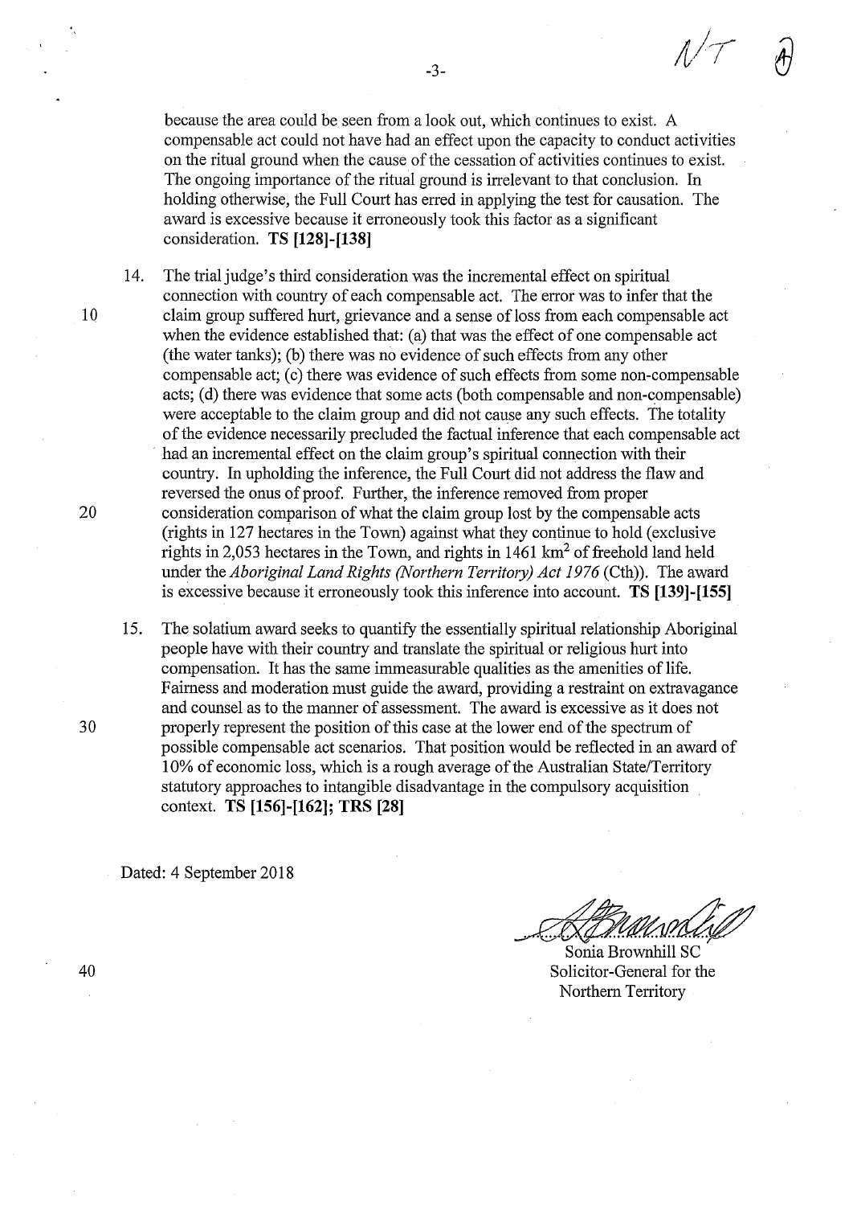because the area could be seen from a look out, which continues to exist. A compensable act could not have had an effect upon the capacity to conduct activities on the ritual ground when the cause of the cessation of activities continues to exist. The ongoing importance of the ritual ground is irrelevant to that conclusion. In holding otherwise, the Full Court has erred in applying the test for causation. The award is excessive because it erroneously took this factor as a significant consideration. **TS [128]-[138]**

14. The trial judge's third consideration was the incremental effect on spiritual connection with country of each compensable act. The error was to infer that the claim group suffered hurt, grievance and a sense of loss from each compensable act when the evidence established that: (a) that was the effect of one compensable act (the water tanks); (b) there was no evidence of such effects from any other compensable act; (c) there was evidence of such effects from some non-compensable acts; (d) there was evidence that some acts (both compensable and non-compensable) were acceptable to the claim group and did not cause any such effects. The totality of the evidence necessarily precluded the factual inference that each compensable act had an incremental effect on the claim group's spiritual connection with their country. In upholding the inference, the Full Court did not address the flaw and reversed the onus of proof. Further, the inference removed from proper consideration comparison of what the claim group lost by the compensable acts (rights in 127 hectares in the Town) against what they continue to hold (exclusive rights in 2,053 hectares in the Town, and rights in 1461 km$^2$ of freehold land held under the *Aboriginal Land Rights (Northern Territory) Act 1976* (Cth)). The award is excessive because it erroneously took this inference into account. **TS [139]-[155]**

15. The solatium award seeks to quantify the essentially spiritual relationship Aboriginal people have with their country and translate the spiritual or religious hurt into compensation. It has the same immeasurable qualities as the amenities of life. Fairness and moderation must guide the award, providing a restraint on extravagance and counsel as to the manner of assessment. The award is excessive as it does not properly represent the position of this case at the lower end of the spectrum of possible compensable act scenarios. That position would be reflected in an award of 10% of economic loss, which is a rough average of the Australian State/Territory statutory approaches to intangible disadvantage in the compulsory acquisition context. **TS [156]-[162]; TRS [28]**

Dated: 4 September 2018

Sonia Brownhill SC
Solicitor-General for the Northern Territory